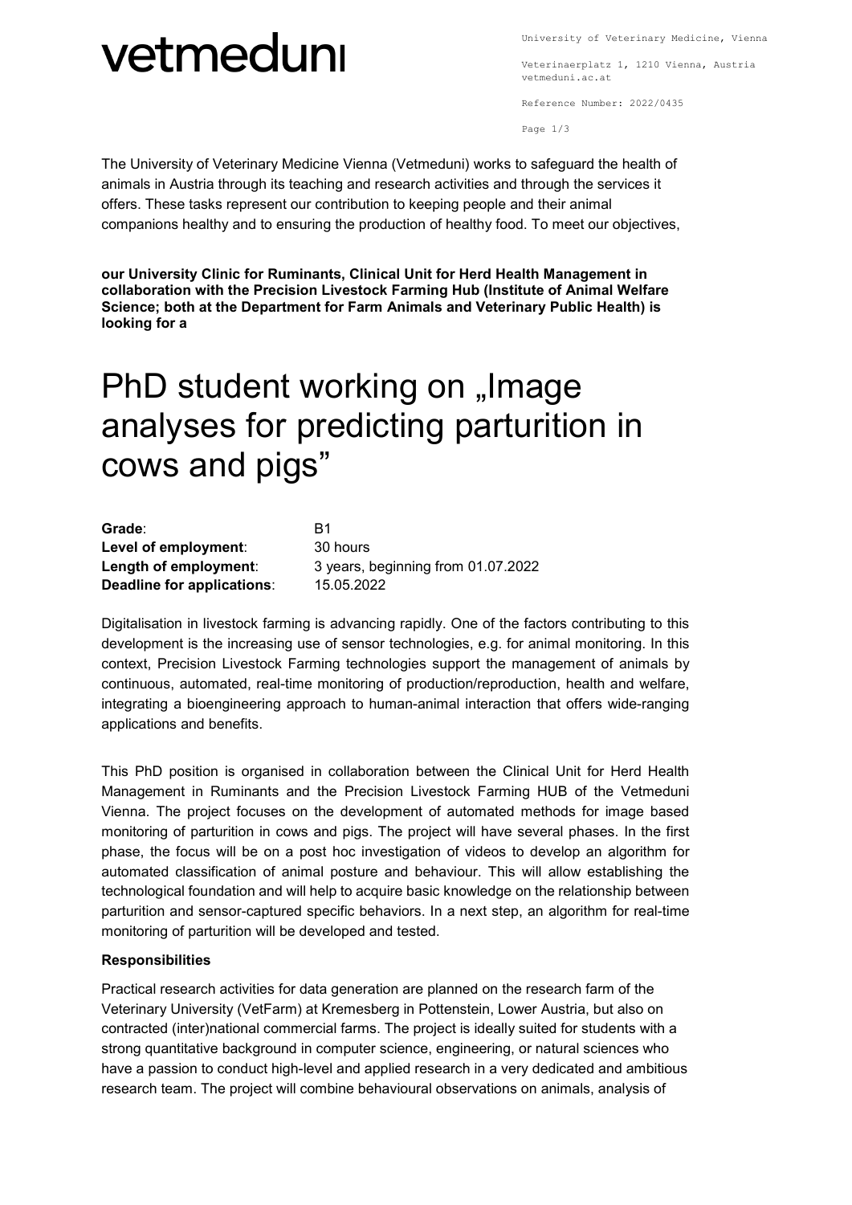vetmeduni

University of Veterinary Medicine, Vienna

Veterinaerplatz 1, 1210 Vienna, Austria
vetmeduni.ac.at

Reference Number: 2022/0435

The University of Veterinary Medicine Vienna (Vetmeduni) works to safeguard the health of animals in Austria through its teaching and research activities and through the services it offers. These tasks represent our contribution to keeping people and their animal companions healthy and to ensuring the production of healthy food. To meet our objectives,

**our University Clinic for Ruminants, Clinical Unit for Herd Health Management in collaboration with the Precision Livestock Farming Hub (Institute of Animal Welfare Science; both at the Department for Farm Animals and Veterinary Public Health) is looking for a**

# PhD student working on „Image analyses for predicting parturition in cows and pigs"

**Grade**: B1
**Level of employment**: 30 hours
**Length of employment**: 3 years, beginning from 01.07.2022
**Deadline for applications**: 15.05.2022

Digitalisation in livestock farming is advancing rapidly. One of the factors contributing to this development is the increasing use of sensor technologies, e.g. for animal monitoring. In this context, Precision Livestock Farming technologies support the management of animals by continuous, automated, real-time monitoring of production/reproduction, health and welfare, integrating a bioengineering approach to human-animal interaction that offers wide-ranging applications and benefits.

This PhD position is organised in collaboration between the Clinical Unit for Herd Health Management in Ruminants and the Precision Livestock Farming HUB of the Vetmeduni Vienna. The project focuses on the development of automated methods for image based monitoring of parturition in cows and pigs. The project will have several phases. In the first phase, the focus will be on a post hoc investigation of videos to develop an algorithm for automated classification of animal posture and behaviour. This will allow establishing the technological foundation and will help to acquire basic knowledge on the relationship between parturition and sensor-captured specific behaviors. In a next step, an algorithm for real-time monitoring of parturition will be developed and tested.

**Responsibilities**

Practical research activities for data generation are planned on the research farm of the Veterinary University (VetFarm) at Kremesberg in Pottenstein, Lower Austria, but also on contracted (inter)national commercial farms. The project is ideally suited for students with a strong quantitative background in computer science, engineering, or natural sciences who have a passion to conduct high-level and applied research in a very dedicated and ambitious research team. The project will combine behavioural observations on animals, analysis of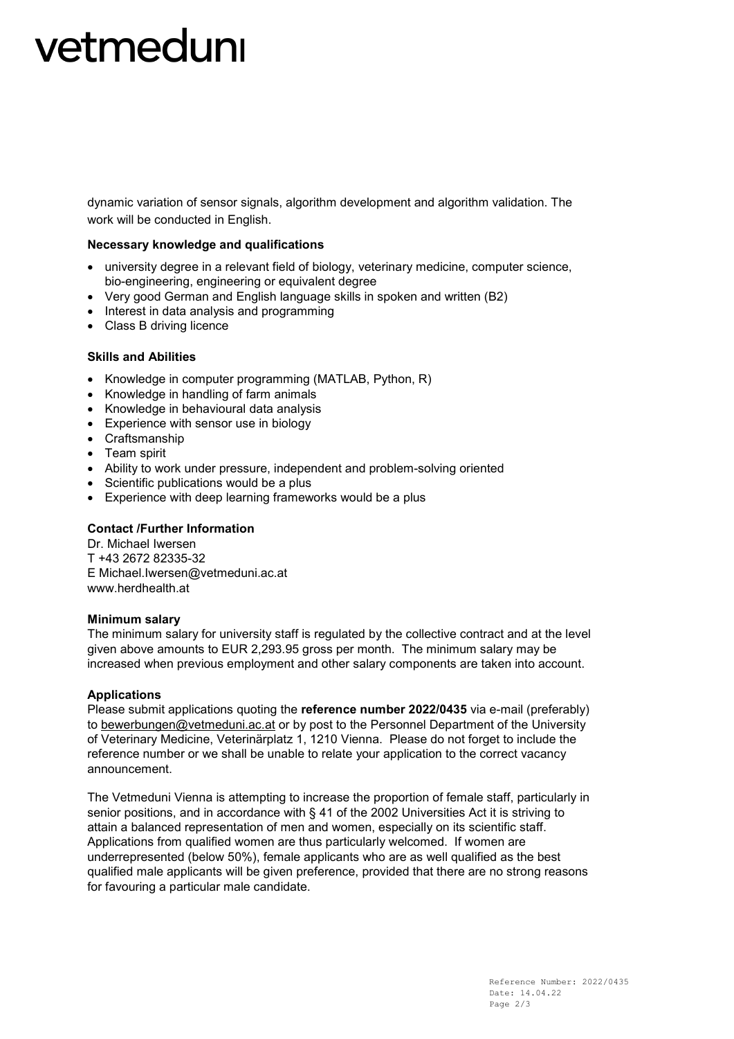dynamic variation of sensor signals, algorithm development and algorithm validation. The work will be conducted in English.

**Necessary knowledge and qualifications**

- university degree in a relevant field of biology, veterinary medicine, computer science, bio-engineering, engineering or equivalent degree
- Very good German and English language skills in spoken and written (B2)
- Interest in data analysis and programming
- Class B driving licence

**Skills and Abilities**

- Knowledge in computer programming (MATLAB, Python, R)
- Knowledge in handling of farm animals
- Knowledge in behavioural data analysis
- Experience with sensor use in biology
- Craftsmanship
- Team spirit
- Ability to work under pressure, independent and problem-solving oriented
- Scientific publications would be a plus
- Experience with deep learning frameworks would be a plus

**Contact /Further Information**

Dr. Michael Iwersen
T +43 2672 82335-32
E Michael.Iwersen@vetmeduni.ac.at
www.herdhealth.at

**Minimum salary**

The minimum salary for university staff is regulated by the collective contract and at the level given above amounts to EUR 2,293.95 gross per month. The minimum salary may be increased when previous employment and other salary components are taken into account.

**Applications**

Please submit applications quoting the **reference number 2022/0435** via e-mail (preferably) to bewerbungen@vetmeduni.ac.at or by post to the Personnel Department of the University of Veterinary Medicine, Veterinärplatz 1, 1210 Vienna. Please do not forget to include the reference number or we shall be unable to relate your application to the correct vacancy announcement.

The Vetmeduni Vienna is attempting to increase the proportion of female staff, particularly in senior positions, and in accordance with § 41 of the 2002 Universities Act it is striving to attain a balanced representation of men and women, especially on its scientific staff. Applications from qualified women are thus particularly welcomed. If women are underrepresented (below 50%), female applicants who are as well qualified as the best qualified male applicants will be given preference, provided that there are no strong reasons for favouring a particular male candidate.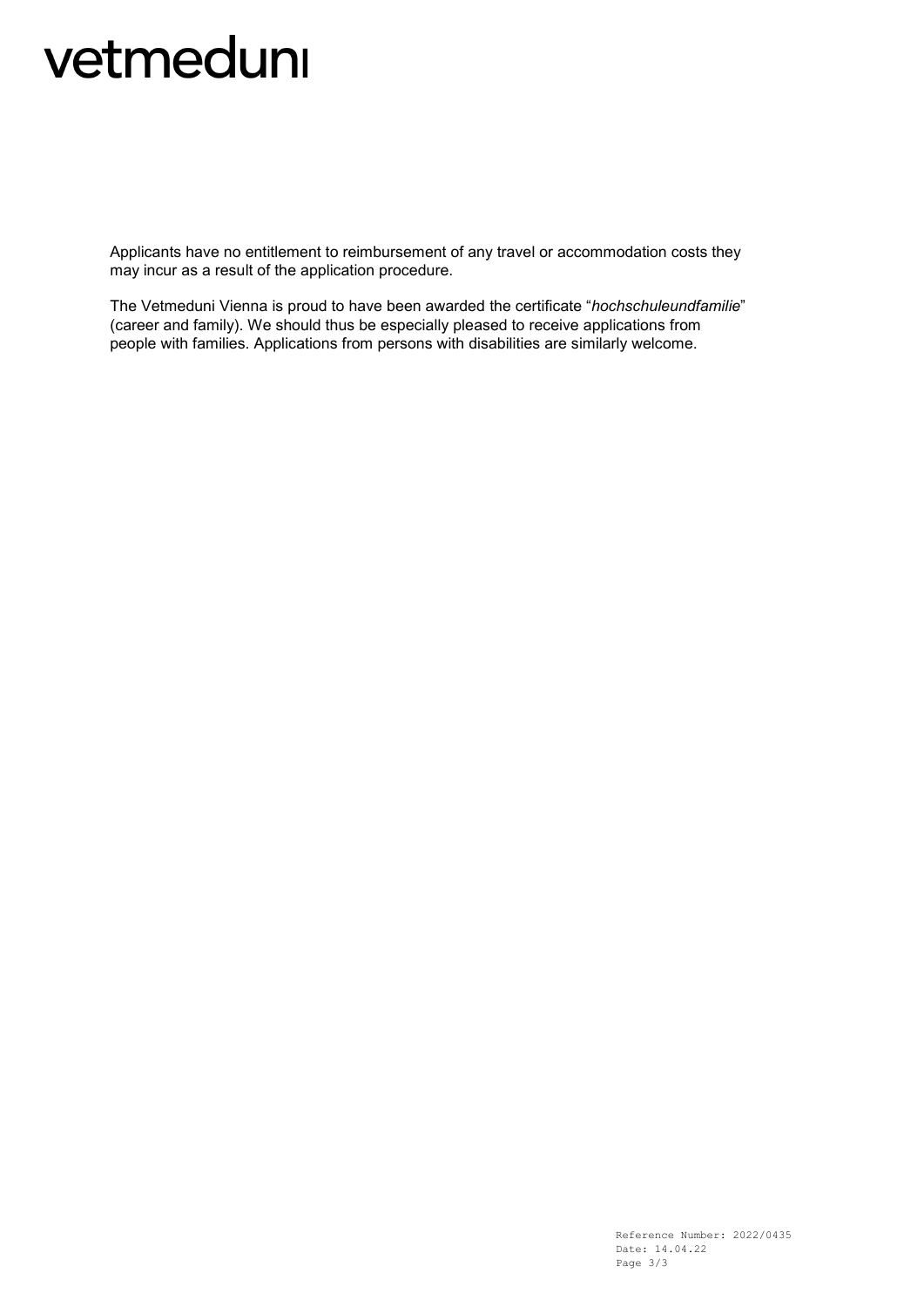Applicants have no entitlement to reimbursement of any travel or accommodation costs they may incur as a result of the application procedure.

The Vetmeduni Vienna is proud to have been awarded the certificate "*hochschuleundfamilie*" (career and family). We should thus be especially pleased to receive applications from people with families. Applications from persons with disabilities are similarly welcome.

Reference Number: 2022/0435
Date: 14.04.22